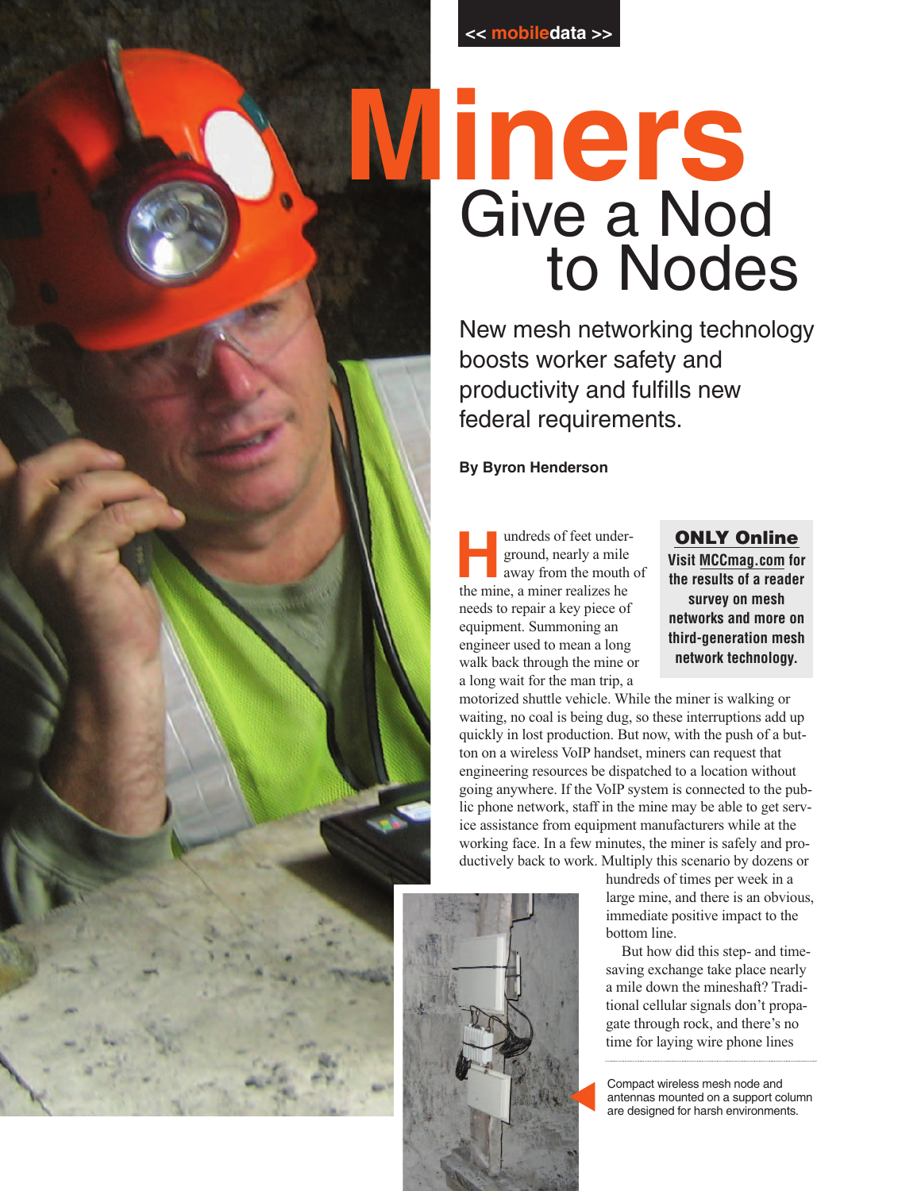<< mobiledata >>

# Miners Give a Nod to Nodes

New mesh networking technology boosts worker safety and productivity and fulfills new federal requirements.

**By Byron Henderson**

> **ONLY Online**
> **Visit MCCmag.com for the results of a reader survey on mesh networks and more on third-generation mesh network technology.**

Hundreds of feet underground, nearly a mile away from the mouth of the mine, a miner realizes he needs to repair a key piece of equipment. Summoning an engineer used to mean a long walk back through the mine or a long wait for the man trip, a motorized shuttle vehicle. While the miner is walking or waiting, no coal is being dug, so these interruptions add up quickly in lost production. But now, with the push of a button on a wireless VoIP handset, miners can request that engineering resources be dispatched to a location without going anywhere. If the VoIP system is connected to the public phone network, staff in the mine may be able to get service assistance from equipment manufacturers while at the working face. In a few minutes, the miner is safely and productively back to work. Multiply this scenario by dozens or hundreds of times per week in a large mine, and there is an obvious, immediate positive impact to the bottom line.

But how did this step- and time-saving exchange take place nearly a mile down the mineshaft? Traditional cellular signals don't propagate through rock, and there's no time for laying wire phone lines

Compact wireless mesh node and antennas mounted on a support column are designed for harsh environments.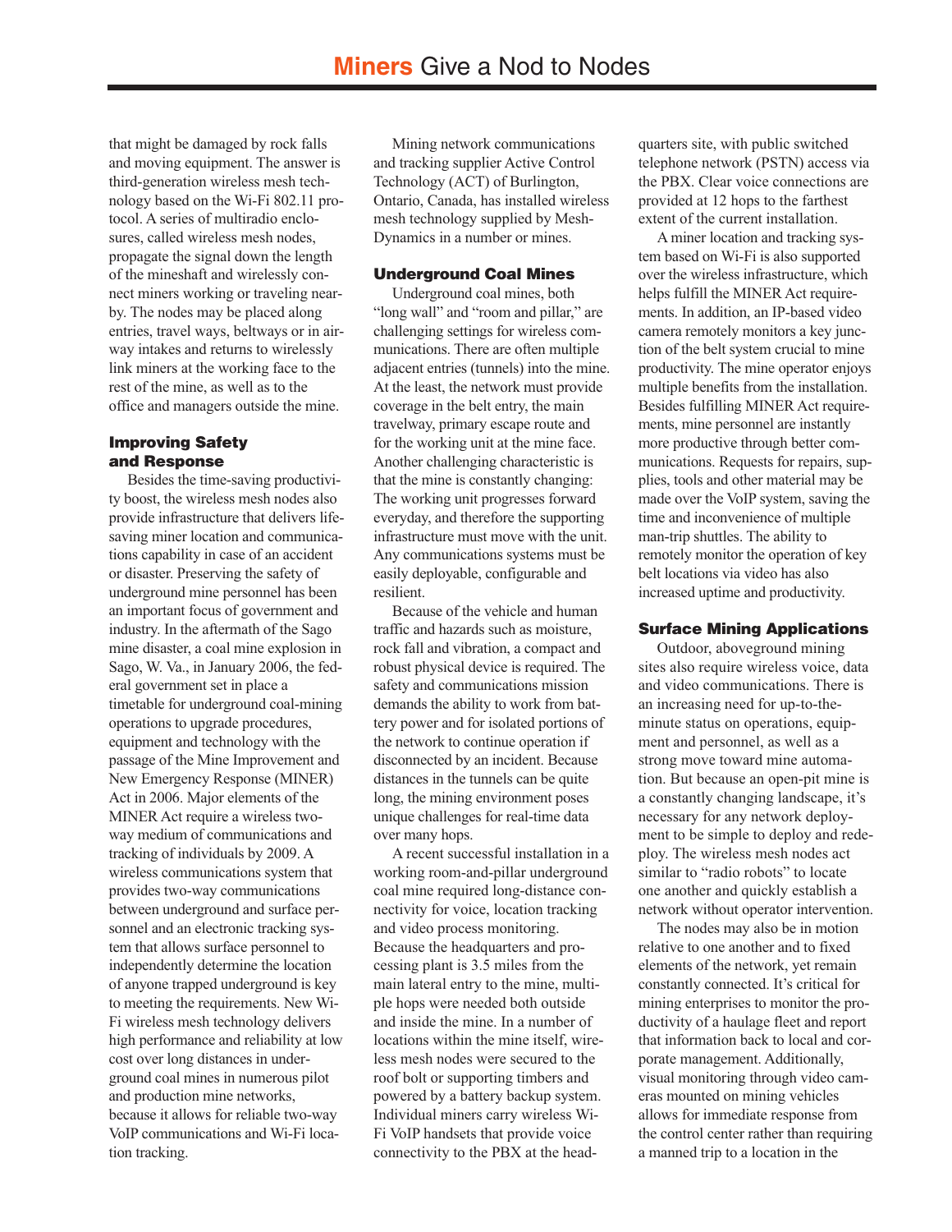that might be damaged by rock falls and moving equipment. The answer is third-generation wireless mesh technology based on the Wi-Fi 802.11 protocol. A series of multiradio enclosures, called wireless mesh nodes, propagate the signal down the length of the mineshaft and wirelessly connect miners working or traveling nearby. The nodes may be placed along entries, travel ways, beltways or in airway intakes and returns to wirelessly link miners at the working face to the rest of the mine, as well as to the office and managers outside the mine.

## Improving Safety and Response

Besides the time-saving productivity boost, the wireless mesh nodes also provide infrastructure that delivers lifesaving miner location and communications capability in case of an accident or disaster. Preserving the safety of underground mine personnel has been an important focus of government and industry. In the aftermath of the Sago mine disaster, a coal mine explosion in Sago, W. Va., in January 2006, the federal government set in place a timetable for underground coal-mining operations to upgrade procedures, equipment and technology with the passage of the Mine Improvement and New Emergency Response (MINER) Act in 2006. Major elements of the MINER Act require a wireless two-way medium of communications and tracking of individuals by 2009. A wireless communications system that provides two-way communications between underground and surface personnel and an electronic tracking system that allows surface personnel to independently determine the location of anyone trapped underground is key to meeting the requirements. New Wi-Fi wireless mesh technology delivers high performance and reliability at low cost over long distances in underground coal mines in numerous pilot and production mine networks, because it allows for reliable two-way VoIP communications and Wi-Fi location tracking.

Mining network communications and tracking supplier Active Control Technology (ACT) of Burlington, Ontario, Canada, has installed wireless mesh technology supplied by Mesh-Dynamics in a number or mines.

## Underground Coal Mines

Underground coal mines, both "long wall" and "room and pillar," are challenging settings for wireless communications. There are often multiple adjacent entries (tunnels) into the mine. At the least, the network must provide coverage in the belt entry, the main travelway, primary escape route and for the working unit at the mine face. Another challenging characteristic is that the mine is constantly changing: The working unit progresses forward everyday, and therefore the supporting infrastructure must move with the unit. Any communications systems must be easily deployable, configurable and resilient.

Because of the vehicle and human traffic and hazards such as moisture, rock fall and vibration, a compact and robust physical device is required. The safety and communications mission demands the ability to work from battery power and for isolated portions of the network to continue operation if disconnected by an incident. Because distances in the tunnels can be quite long, the mining environment poses unique challenges for real-time data over many hops.

A recent successful installation in a working room-and-pillar underground coal mine required long-distance connectivity for voice, location tracking and video process monitoring. Because the headquarters and processing plant is 3.5 miles from the main lateral entry to the mine, multiple hops were needed both outside and inside the mine. In a number of locations within the mine itself, wireless mesh nodes were secured to the roof bolt or supporting timbers and powered by a battery backup system. Individual miners carry wireless Wi-Fi VoIP handsets that provide voice connectivity to the PBX at the headquarters site, with public switched telephone network (PSTN) access via the PBX. Clear voice connections are provided at 12 hops to the farthest extent of the current installation.

A miner location and tracking system based on Wi-Fi is also supported over the wireless infrastructure, which helps fulfill the MINER Act requirements. In addition, an IP-based video camera remotely monitors a key junction of the belt system crucial to mine productivity. The mine operator enjoys multiple benefits from the installation. Besides fulfilling MINER Act requirements, mine personnel are instantly more productive through better communications. Requests for repairs, supplies, tools and other material may be made over the VoIP system, saving the time and inconvenience of multiple man-trip shuttles. The ability to remotely monitor the operation of key belt locations via video has also increased uptime and productivity.

## Surface Mining Applications

Outdoor, aboveground mining sites also require wireless voice, data and video communications. There is an increasing need for up-to-the-minute status on operations, equipment and personnel, as well as a strong move toward mine automation. But because an open-pit mine is a constantly changing landscape, it's necessary for any network deployment to be simple to deploy and redeploy. The wireless mesh nodes act similar to "radio robots" to locate one another and quickly establish a network without operator intervention.

The nodes may also be in motion relative to one another and to fixed elements of the network, yet remain constantly connected. It's critical for mining enterprises to monitor the productivity of a haulage fleet and report that information back to local and corporate management. Additionally, visual monitoring through video cameras mounted on mining vehicles allows for immediate response from the control center rather than requiring a manned trip to a location in the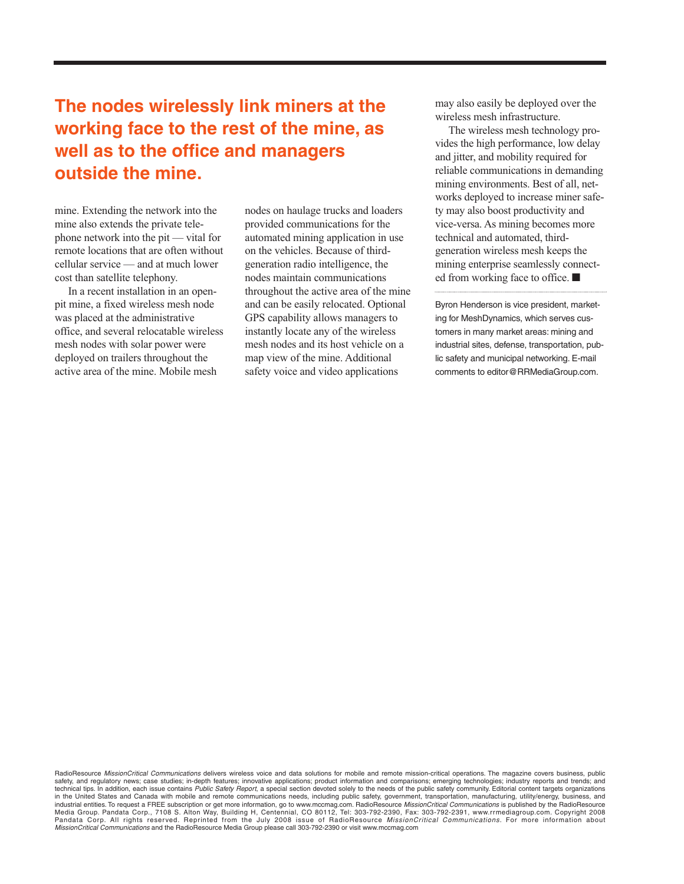**The nodes wirelessly link miners at the working face to the rest of the mine, as well as to the office and managers outside the mine.**

mine. Extending the network into the mine also extends the private telephone network into the pit — vital for remote locations that are often without cellular service — and at much lower cost than satellite telephony.

In a recent installation in an open-pit mine, a fixed wireless mesh node was placed at the administrative office, and several relocatable wireless mesh nodes with solar power were deployed on trailers throughout the active area of the mine. Mobile mesh nodes on haulage trucks and loaders provided communications for the automated mining application in use on the vehicles. Because of third-generation radio intelligence, the nodes maintain communications throughout the active area of the mine and can be easily relocated. Optional GPS capability allows managers to instantly locate any of the wireless mesh nodes and its host vehicle on a map view of the mine. Additional safety voice and video applications may also easily be deployed over the wireless mesh infrastructure.

The wireless mesh technology provides the high performance, low delay and jitter, and mobility required for reliable communications in demanding mining environments. Best of all, networks deployed to increase miner safety may also boost productivity and vice-versa. As mining becomes more technical and automated, third-generation wireless mesh keeps the mining enterprise seamlessly connected from working face to office. ■

---

Byron Henderson is vice president, marketing for MeshDynamics, which serves customers in many market areas: mining and industrial sites, defense, transportation, public safety and municipal networking. E-mail comments to editor@RRMediaGroup.com.

RadioResource *MissionCritical Communications* delivers wireless voice and data solutions for mobile and remote mission-critical operations. The magazine covers business, public safety, and regulatory news; case studies; in-depth features; innovative applications; product information and comparisons; emerging technologies; industry reports and trends; and technical tips. In addition, each issue contains *Public Safety Report*, a special section devoted solely to the needs of the public safety community. Editorial content targets organizations in the United States and Canada with mobile and remote communications needs, including public safety, government, transportation, manufacturing, utility/energy, business, and industrial entities. To request a FREE subscription or get more information, go to www.mccmag.com. RadioResource *MissionCritical Communications* is published by the RadioResource Media Group. Pandata Corp., 7108 S. Alton Way, Building H, Centennial, CO 80112, Tel: 303-792-2390, Fax: 303-792-2391, www.rrmediagroup.com. Copyright 2008 Pandata Corp. All rights reserved. Reprinted from the July 2008 issue of RadioResource *MissionCritical Communications*. For more information about *MissionCritical Communications* and the RadioResource Media Group please call 303-792-2390 or visit www.mccmag.com